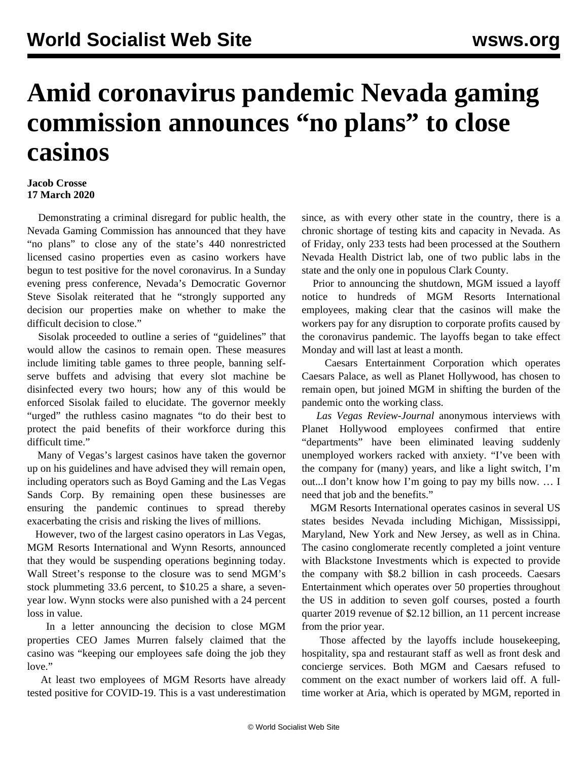# Amid coronavirus pandemic Nevada gaming commission announces "no plans" to close casinos

**Jacob Crosse**
**17 March 2020**

Demonstrating a criminal disregard for public health, the Nevada Gaming Commission has announced that they have "no plans" to close any of the state's 440 nonrestricted licensed casino properties even as casino workers have begun to test positive for the novel coronavirus. In a Sunday evening press conference, Nevada's Democratic Governor Steve Sisolak reiterated that he "strongly supported any decision our properties make on whether to make the difficult decision to close."

Sisolak proceeded to outline a series of "guidelines" that would allow the casinos to remain open. These measures include limiting table games to three people, banning self-serve buffets and advising that every slot machine be disinfected every two hours; how any of this would be enforced Sisolak failed to elucidate. The governor meekly "urged" the ruthless casino magnates "to do their best to protect the paid benefits of their workforce during this difficult time."

Many of Vegas's largest casinos have taken the governor up on his guidelines and have advised they will remain open, including operators such as Boyd Gaming and the Las Vegas Sands Corp. By remaining open these businesses are ensuring the pandemic continues to spread thereby exacerbating the crisis and risking the lives of millions.

However, two of the largest casino operators in Las Vegas, MGM Resorts International and Wynn Resorts, announced that they would be suspending operations beginning today. Wall Street's response to the closure was to send MGM's stock plummeting 33.6 percent, to $10.25 a share, a seven-year low. Wynn stocks were also punished with a 24 percent loss in value.

In a letter announcing the decision to close MGM properties CEO James Murren falsely claimed that the casino was "keeping our employees safe doing the job they love."

At least two employees of MGM Resorts have already tested positive for COVID-19. This is a vast underestimation since, as with every other state in the country, there is a chronic shortage of testing kits and capacity in Nevada. As of Friday, only 233 tests had been processed at the Southern Nevada Health District lab, one of two public labs in the state and the only one in populous Clark County.

Prior to announcing the shutdown, MGM issued a layoff notice to hundreds of MGM Resorts International employees, making clear that the casinos will make the workers pay for any disruption to corporate profits caused by the coronavirus pandemic. The layoffs began to take effect Monday and will last at least a month.

Caesars Entertainment Corporation which operates Caesars Palace, as well as Planet Hollywood, has chosen to remain open, but joined MGM in shifting the burden of the pandemic onto the working class.

*Las Vegas Review-Journal* anonymous interviews with Planet Hollywood employees confirmed that entire "departments" have been eliminated leaving suddenly unemployed workers racked with anxiety. "I've been with the company for (many) years, and like a light switch, I'm out...I don't know how I'm going to pay my bills now. … I need that job and the benefits."

MGM Resorts International operates casinos in several US states besides Nevada including Michigan, Mississippi, Maryland, New York and New Jersey, as well as in China. The casino conglomerate recently completed a joint venture with Blackstone Investments which is expected to provide the company with $8.2 billion in cash proceeds. Caesars Entertainment which operates over 50 properties throughout the US in addition to seven golf courses, posted a fourth quarter 2019 revenue of $2.12 billion, an 11 percent increase from the prior year.

Those affected by the layoffs include housekeeping, hospitality, spa and restaurant staff as well as front desk and concierge services. Both MGM and Caesars refused to comment on the exact number of workers laid off. A full-time worker at Aria, which is operated by MGM, reported in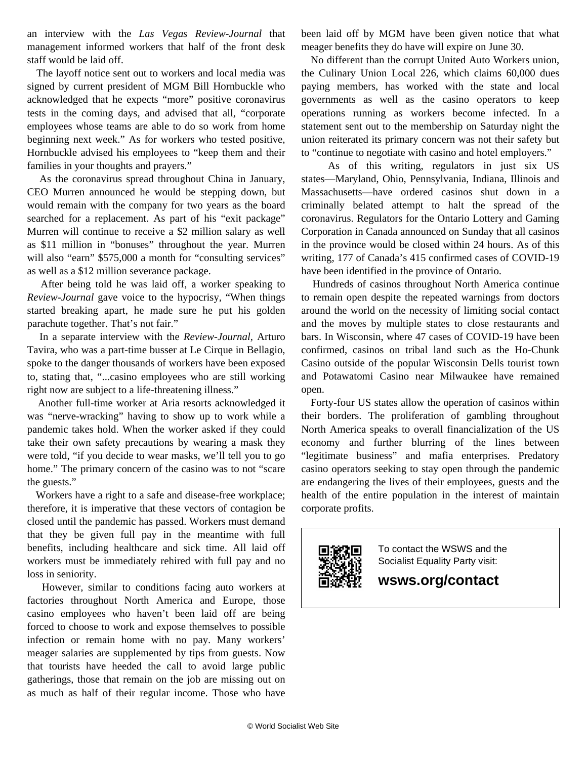an interview with the *Las Vegas Review-Journal* that management informed workers that half of the front desk staff would be laid off.

The layoff notice sent out to workers and local media was signed by current president of MGM Bill Hornbuckle who acknowledged that he expects "more" positive coronavirus tests in the coming days, and advised that all, "corporate employees whose teams are able to do so work from home beginning next week." As for workers who tested positive, Hornbuckle advised his employees to "keep them and their families in your thoughts and prayers."

As the coronavirus spread throughout China in January, CEO Murren announced he would be stepping down, but would remain with the company for two years as the board searched for a replacement. As part of his "exit package" Murren will continue to receive a $2 million salary as well as $11 million in "bonuses" throughout the year. Murren will also "earn" $575,000 a month for "consulting services" as well as a $12 million severance package.

After being told he was laid off, a worker speaking to *Review-Journal* gave voice to the hypocrisy, "When things started breaking apart, he made sure he put his golden parachute together. That's not fair."

In a separate interview with the *Review-Journal*, Arturo Tavira, who was a part-time busser at Le Cirque in Bellagio, spoke to the danger thousands of workers have been exposed to, stating that, "...casino employees who are still working right now are subject to a life-threatening illness."

Another full-time worker at Aria resorts acknowledged it was "nerve-wracking" having to show up to work while a pandemic takes hold. When the worker asked if they could take their own safety precautions by wearing a mask they were told, "if you decide to wear masks, we'll tell you to go home." The primary concern of the casino was to not "scare the guests."

Workers have a right to a safe and disease-free workplace; therefore, it is imperative that these vectors of contagion be closed until the pandemic has passed. Workers must demand that they be given full pay in the meantime with full benefits, including healthcare and sick time. All laid off workers must be immediately rehired with full pay and no loss in seniority.

However, similar to conditions facing auto workers at factories throughout North America and Europe, those casino employees who haven't been laid off are being forced to choose to work and expose themselves to possible infection or remain home with no pay. Many workers' meager salaries are supplemented by tips from guests. Now that tourists have heeded the call to avoid large public gatherings, those that remain on the job are missing out on as much as half of their regular income. Those who have been laid off by MGM have been given notice that what meager benefits they do have will expire on June 30.

No different than the corrupt United Auto Workers union, the Culinary Union Local 226, which claims 60,000 dues paying members, has worked with the state and local governments as well as the casino operators to keep operations running as workers become infected. In a statement sent out to the membership on Saturday night the union reiterated its primary concern was not their safety but to "continue to negotiate with casino and hotel employers."

As of this writing, regulators in just six US states—Maryland, Ohio, Pennsylvania, Indiana, Illinois and Massachusetts—have ordered casinos shut down in a criminally belated attempt to halt the spread of the coronavirus. Regulators for the Ontario Lottery and Gaming Corporation in Canada announced on Sunday that all casinos in the province would be closed within 24 hours. As of this writing, 177 of Canada's 415 confirmed cases of COVID-19 have been identified in the province of Ontario.

Hundreds of casinos throughout North America continue to remain open despite the repeated warnings from doctors around the world on the necessity of limiting social contact and the moves by multiple states to close restaurants and bars. In Wisconsin, where 47 cases of COVID-19 have been confirmed, casinos on tribal land such as the Ho-Chunk Casino outside of the popular Wisconsin Dells tourist town and Potawatomi Casino near Milwaukee have remained open.

Forty-four US states allow the operation of casinos within their borders. The proliferation of gambling throughout North America speaks to overall financialization of the US economy and further blurring of the lines between "legitimate business" and mafia enterprises. Predatory casino operators seeking to stay open through the pandemic are endangering the lives of their employees, guests and the health of the entire population in the interest of maintain corporate profits.

To contact the WSWS and the Socialist Equality Party visit:

**wsws.org/contact**